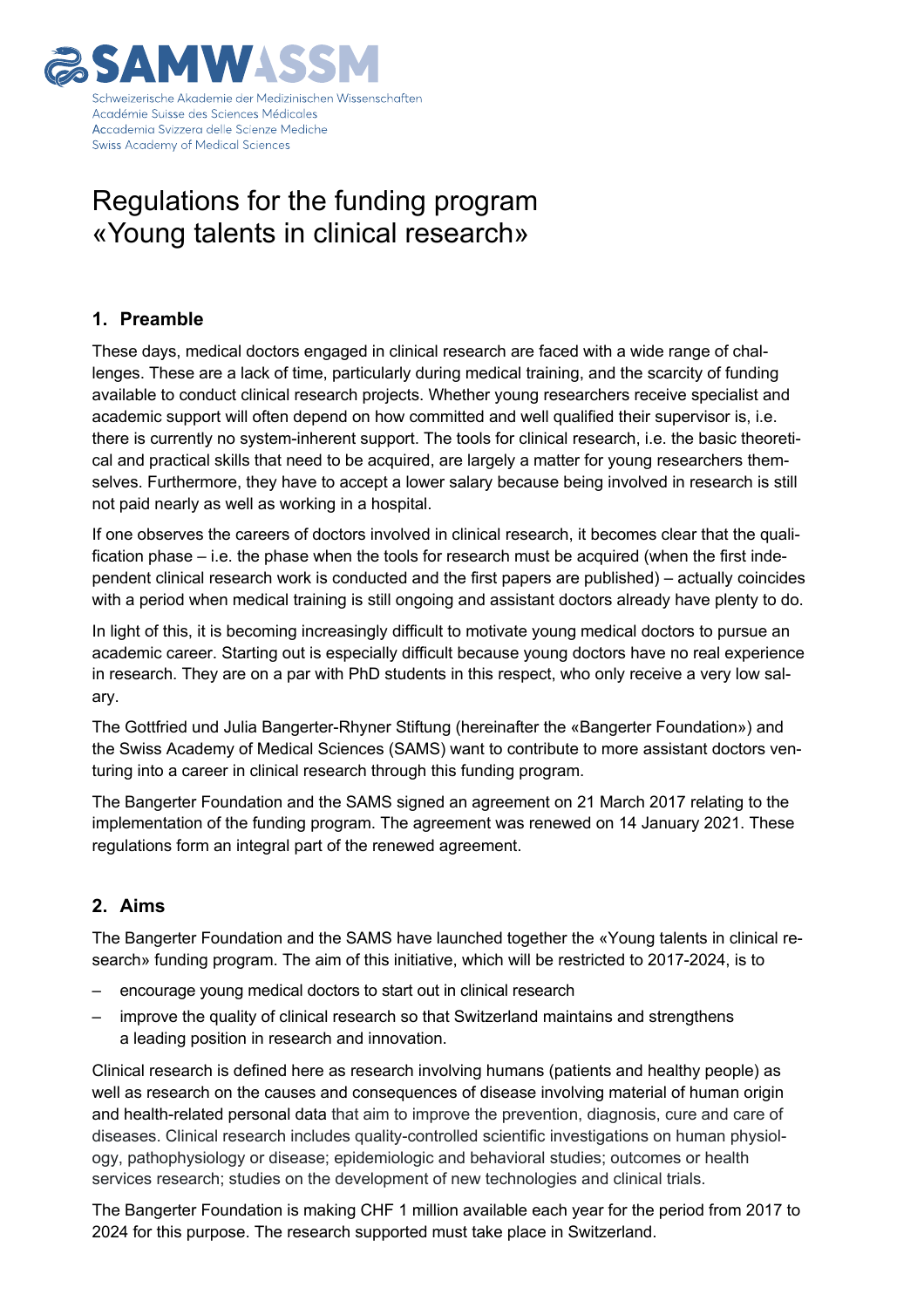SAMW ASSM

Schweizerische Akademie der Medizinischen Wissenschaften
Académie Suisse des Sciences Médicales
Accademia Svizzera delle Scienze Mediche
Swiss Academy of Medical Sciences

# Regulations for the funding program «Young talents in clinical research»

## 1. Preamble

These days, medical doctors engaged in clinical research are faced with a wide range of challenges. These are a lack of time, particularly during medical training, and the scarcity of funding available to conduct clinical research projects. Whether young researchers receive specialist and academic support will often depend on how committed and well qualified their supervisor is, i.e. there is currently no system-inherent support. The tools for clinical research, i.e. the basic theoretical and practical skills that need to be acquired, are largely a matter for young researchers themselves. Furthermore, they have to accept a lower salary because being involved in research is still not paid nearly as well as working in a hospital.

If one observes the careers of doctors involved in clinical research, it becomes clear that the qualification phase – i.e. the phase when the tools for research must be acquired (when the first independent clinical research work is conducted and the first papers are published) – actually coincides with a period when medical training is still ongoing and assistant doctors already have plenty to do.

In light of this, it is becoming increasingly difficult to motivate young medical doctors to pursue an academic career. Starting out is especially difficult because young doctors have no real experience in research. They are on a par with PhD students in this respect, who only receive a very low salary.

The Gottfried und Julia Bangerter-Rhyner Stiftung (hereinafter the «Bangerter Foundation») and the Swiss Academy of Medical Sciences (SAMS) want to contribute to more assistant doctors venturing into a career in clinical research through this funding program.

The Bangerter Foundation and the SAMS signed an agreement on 21 March 2017 relating to the implementation of the funding program. The agreement was renewed on 14 January 2021. These regulations form an integral part of the renewed agreement.

## 2. Aims

The Bangerter Foundation and the SAMS have launched together the «Young talents in clinical research» funding program. The aim of this initiative, which will be restricted to 2017-2024, is to

- encourage young medical doctors to start out in clinical research
- improve the quality of clinical research so that Switzerland maintains and strengthens a leading position in research and innovation.

Clinical research is defined here as research involving humans (patients and healthy people) as well as research on the causes and consequences of disease involving material of human origin and health-related personal data that aim to improve the prevention, diagnosis, cure and care of diseases. Clinical research includes quality-controlled scientific investigations on human physiology, pathophysiology or disease; epidemiologic and behavioral studies; outcomes or health services research; studies on the development of new technologies and clinical trials.

The Bangerter Foundation is making CHF 1 million available each year for the period from 2017 to 2024 for this purpose. The research supported must take place in Switzerland.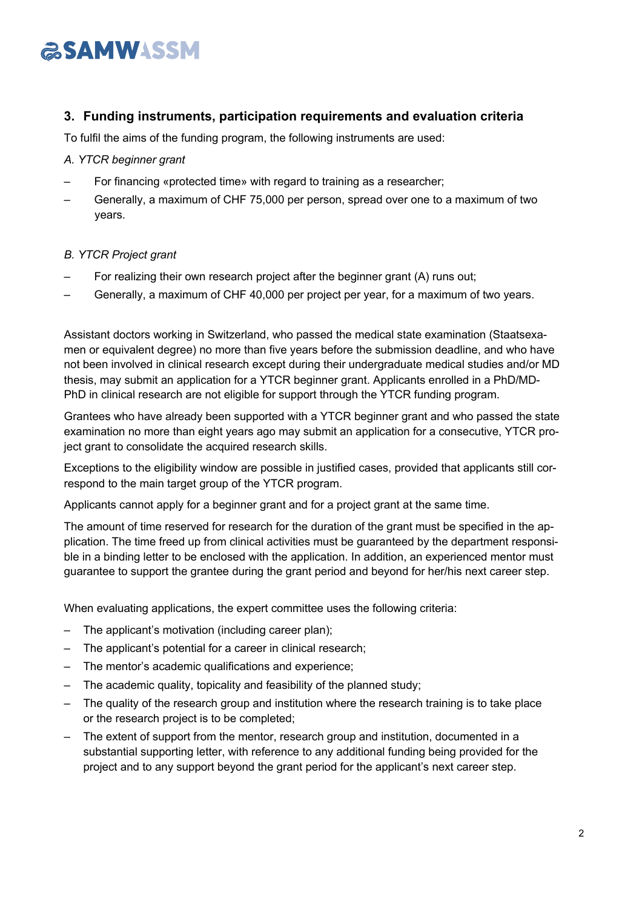## 3. Funding instruments, participation requirements and evaluation criteria

To fulfil the aims of the funding program, the following instruments are used:

*A. YTCR beginner grant*

- For financing «protected time» with regard to training as a researcher;
- Generally, a maximum of CHF 75,000 per person, spread over one to a maximum of two years.

*B. YTCR Project grant*

- For realizing their own research project after the beginner grant (A) runs out;
- Generally, a maximum of CHF 40,000 per project per year, for a maximum of two years.

Assistant doctors working in Switzerland, who passed the medical state examination (Staatsexamen or equivalent degree) no more than five years before the submission deadline, and who have not been involved in clinical research except during their undergraduate medical studies and/or MD thesis, may submit an application for a YTCR beginner grant. Applicants enrolled in a PhD/MD-PhD in clinical research are not eligible for support through the YTCR funding program.

Grantees who have already been supported with a YTCR beginner grant and who passed the state examination no more than eight years ago may submit an application for a consecutive, YTCR project grant to consolidate the acquired research skills.

Exceptions to the eligibility window are possible in justified cases, provided that applicants still correspond to the main target group of the YTCR program.

Applicants cannot apply for a beginner grant and for a project grant at the same time.

The amount of time reserved for research for the duration of the grant must be specified in the application. The time freed up from clinical activities must be guaranteed by the department responsible in a binding letter to be enclosed with the application. In addition, an experienced mentor must guarantee to support the grantee during the grant period and beyond for her/his next career step.

When evaluating applications, the expert committee uses the following criteria:

- The applicant's motivation (including career plan);
- The applicant's potential for a career in clinical research;
- The mentor's academic qualifications and experience;
- The academic quality, topicality and feasibility of the planned study;
- The quality of the research group and institution where the research training is to take place or the research project is to be completed;
- The extent of support from the mentor, research group and institution, documented in a substantial supporting letter, with reference to any additional funding being provided for the project and to any support beyond the grant period for the applicant's next career step.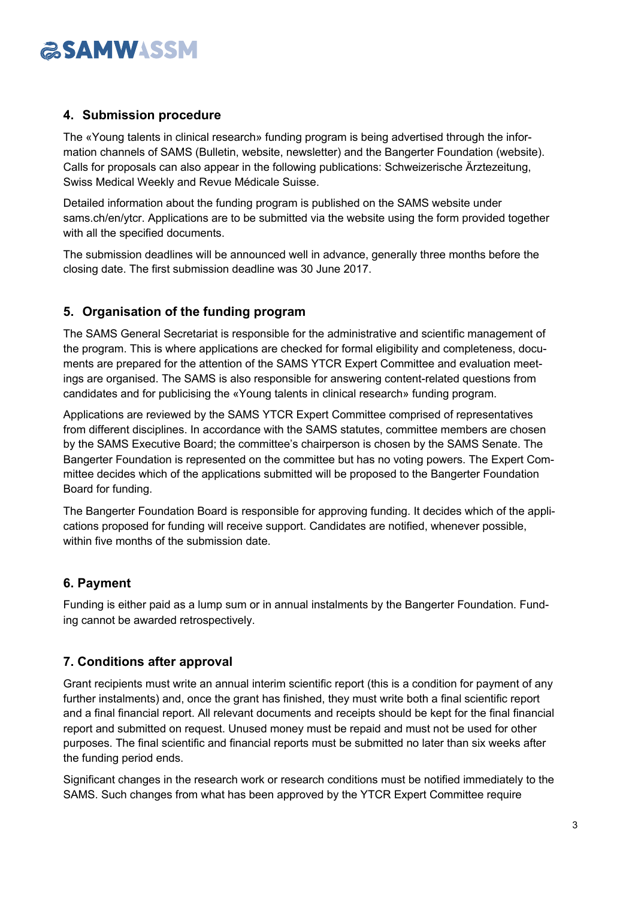## 4. Submission procedure

The «Young talents in clinical research» funding program is being advertised through the information channels of SAMS (Bulletin, website, newsletter) and the Bangerter Foundation (website). Calls for proposals can also appear in the following publications: Schweizerische Ärztezeitung, Swiss Medical Weekly and Revue Médicale Suisse.

Detailed information about the funding program is published on the SAMS website under sams.ch/en/ytcr. Applications are to be submitted via the website using the form provided together with all the specified documents.

The submission deadlines will be announced well in advance, generally three months before the closing date. The first submission deadline was 30 June 2017.

## 5. Organisation of the funding program

The SAMS General Secretariat is responsible for the administrative and scientific management of the program. This is where applications are checked for formal eligibility and completeness, documents are prepared for the attention of the SAMS YTCR Expert Committee and evaluation meetings are organised. The SAMS is also responsible for answering content-related questions from candidates and for publicising the «Young talents in clinical research» funding program.

Applications are reviewed by the SAMS YTCR Expert Committee comprised of representatives from different disciplines. In accordance with the SAMS statutes, committee members are chosen by the SAMS Executive Board; the committee's chairperson is chosen by the SAMS Senate. The Bangerter Foundation is represented on the committee but has no voting powers. The Expert Committee decides which of the applications submitted will be proposed to the Bangerter Foundation Board for funding.

The Bangerter Foundation Board is responsible for approving funding. It decides which of the applications proposed for funding will receive support. Candidates are notified, whenever possible, within five months of the submission date.

## 6. Payment

Funding is either paid as a lump sum or in annual instalments by the Bangerter Foundation. Funding cannot be awarded retrospectively.

## 7. Conditions after approval

Grant recipients must write an annual interim scientific report (this is a condition for payment of any further instalments) and, once the grant has finished, they must write both a final scientific report and a final financial report. All relevant documents and receipts should be kept for the final financial report and submitted on request. Unused money must be repaid and must not be used for other purposes. The final scientific and financial reports must be submitted no later than six weeks after the funding period ends.

Significant changes in the research work or research conditions must be notified immediately to the SAMS. Such changes from what has been approved by the YTCR Expert Committee require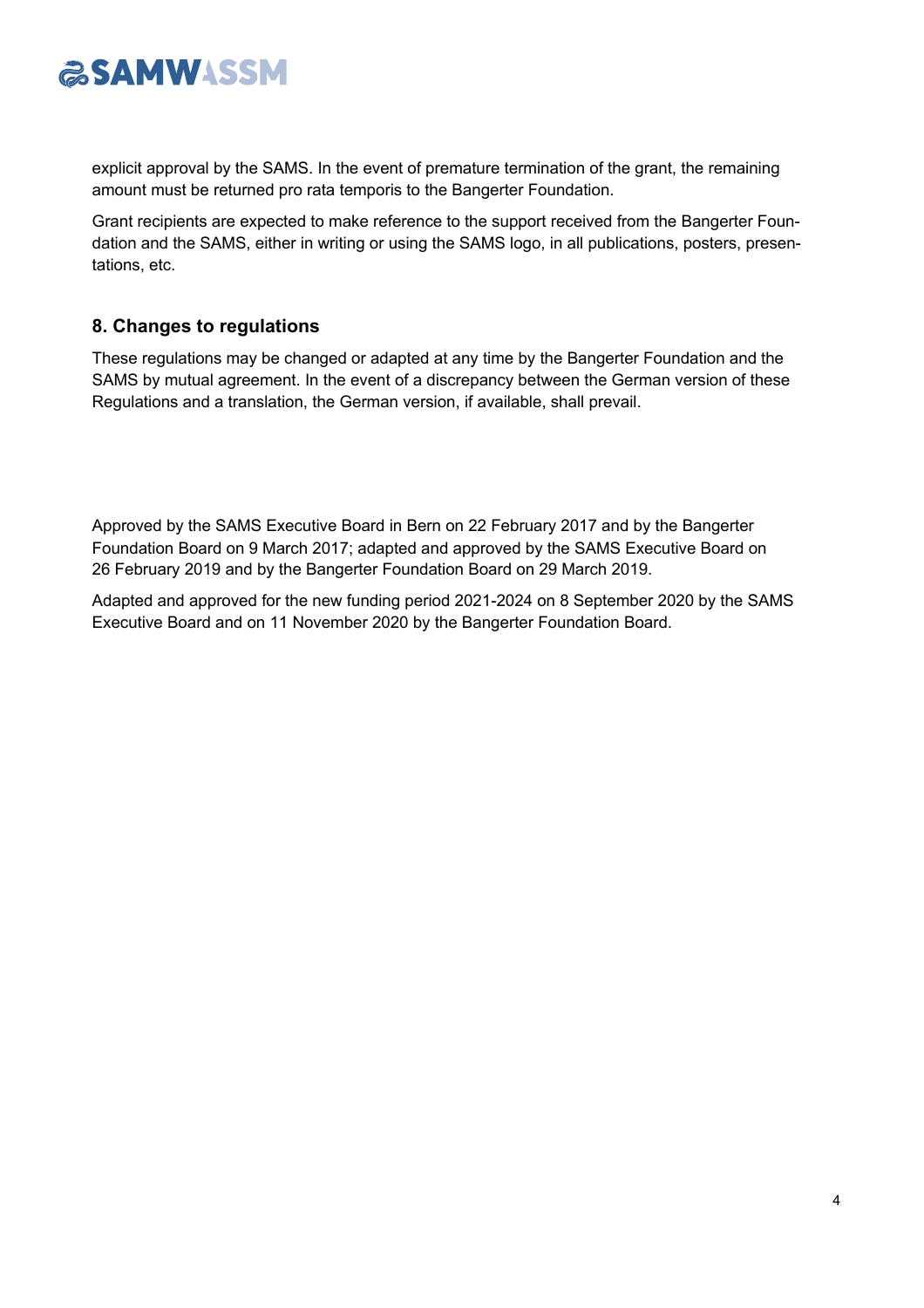explicit approval by the SAMS. In the event of premature termination of the grant, the remaining amount must be returned pro rata temporis to the Bangerter Foundation.

Grant recipients are expected to make reference to the support received from the Bangerter Foundation and the SAMS, either in writing or using the SAMS logo, in all publications, posters, presentations, etc.

## 8. Changes to regulations

These regulations may be changed or adapted at any time by the Bangerter Foundation and the SAMS by mutual agreement. In the event of a discrepancy between the German version of these Regulations and a translation, the German version, if available, shall prevail.

Approved by the SAMS Executive Board in Bern on 22 February 2017 and by the Bangerter Foundation Board on 9 March 2017; adapted and approved by the SAMS Executive Board on 26 February 2019 and by the Bangerter Foundation Board on 29 March 2019.

Adapted and approved for the new funding period 2021-2024 on 8 September 2020 by the SAMS Executive Board and on 11 November 2020 by the Bangerter Foundation Board.